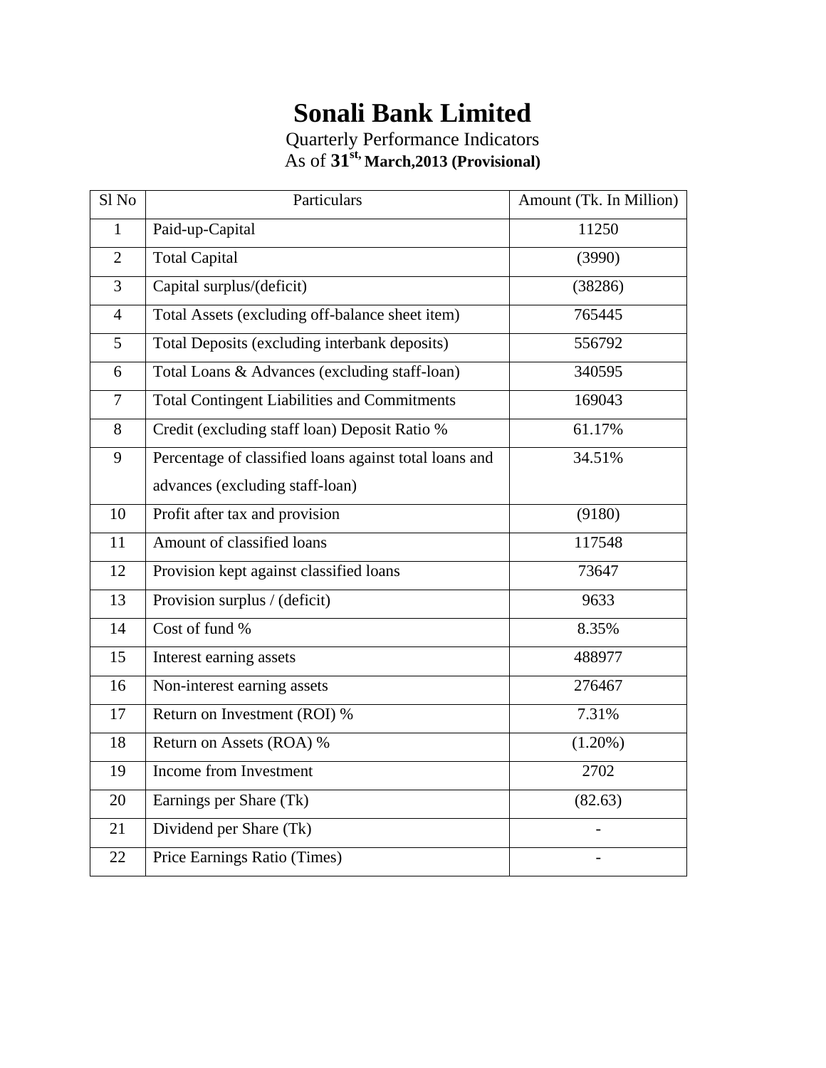# Sonali Bank Limited

Quarterly Performance Indicators

As of **31[st,] March,2013 (Provisional)**

| Sl No | Particulars | Amount (Tk. In Million) |
|---|---|---|
| 1 | Paid-up-Capital | 11250 |
| 2 | Total Capital | (3990) |
| 3 | Capital surplus/(deficit) | (38286) |
| 4 | Total Assets (excluding off-balance sheet item) | 765445 |
| 5 | Total Deposits (excluding interbank deposits) | 556792 |
| 6 | Total Loans & Advances (excluding staff-loan) | 340595 |
| 7 | Total Contingent Liabilities and Commitments | 169043 |
| 8 | Credit (excluding staff loan) Deposit Ratio % | 61.17% |
| 9 | Percentage of classified loans against total loans and advances (excluding staff-loan) | 34.51% |
| 10 | Profit after tax and provision | (9180) |
| 11 | Amount of classified loans | 117548 |
| 12 | Provision kept against classified loans | 73647 |
| 13 | Provision surplus / (deficit) | 9633 |
| 14 | Cost of fund % | 8.35% |
| 15 | Interest earning assets | 488977 |
| 16 | Non-interest earning assets | 276467 |
| 17 | Return on Investment (ROI) % | 7.31% |
| 18 | Return on Assets (ROA) % | (1.20%) |
| 19 | Income from Investment | 2702 |
| 20 | Earnings per Share (Tk) | (82.63) |
| 21 | Dividend per Share (Tk) | - |
| 22 | Price Earnings Ratio (Times) | - |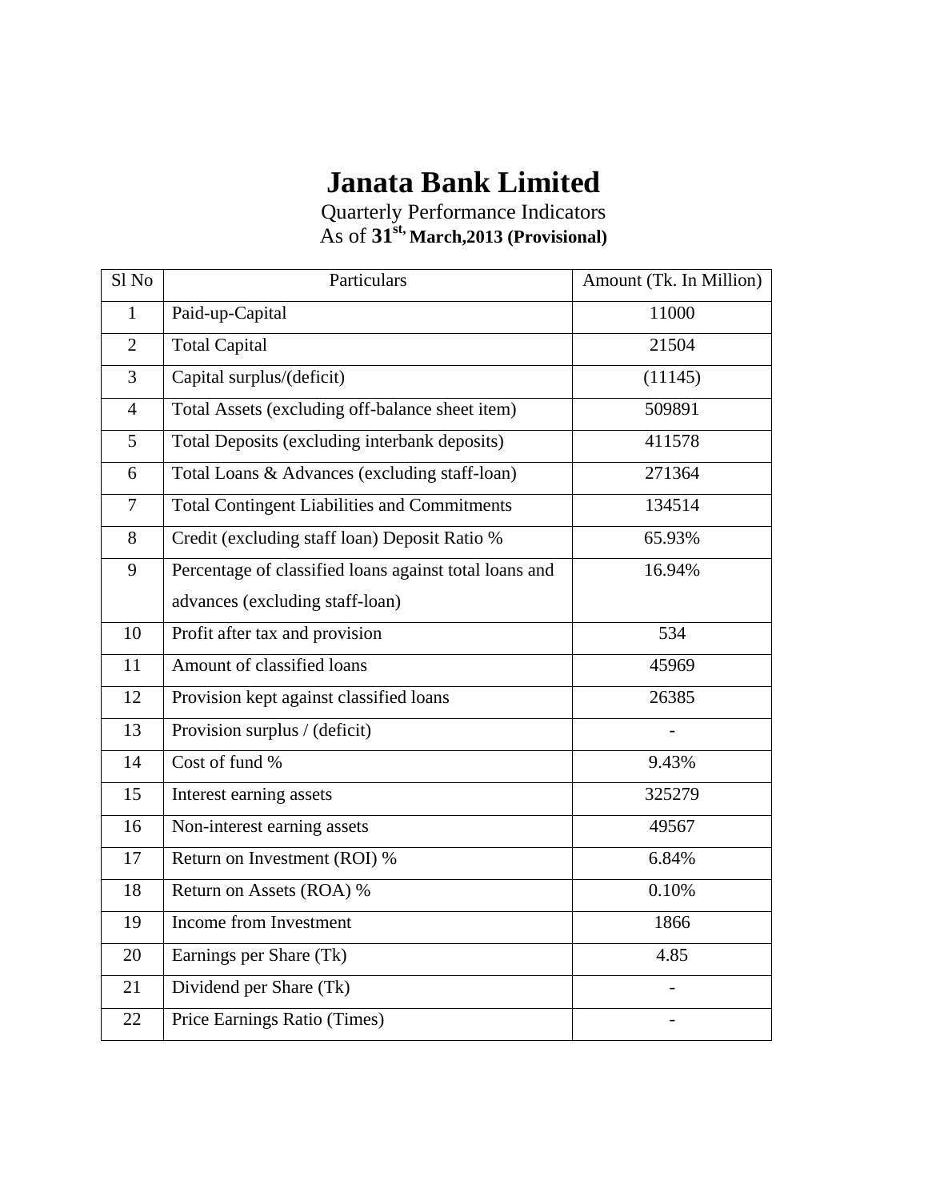# Janata Bank Limited

Quarterly Performance Indicators

As of **31st, March,2013 (Provisional)**

| Sl No | Particulars | Amount (Tk. In Million) |
|---|---|---|
| 1 | Paid-up-Capital | 11000 |
| 2 | Total Capital | 21504 |
| 3 | Capital surplus/(deficit) | (11145) |
| 4 | Total Assets (excluding off-balance sheet item) | 509891 |
| 5 | Total Deposits (excluding interbank deposits) | 411578 |
| 6 | Total Loans & Advances (excluding staff-loan) | 271364 |
| 7 | Total Contingent Liabilities and Commitments | 134514 |
| 8 | Credit (excluding staff loan) Deposit Ratio % | 65.93% |
| 9 | Percentage of classified loans against total loans and advances (excluding staff-loan) | 16.94% |
| 10 | Profit after tax and provision | 534 |
| 11 | Amount of classified loans | 45969 |
| 12 | Provision kept against classified loans | 26385 |
| 13 | Provision surplus / (deficit) | - |
| 14 | Cost of fund % | 9.43% |
| 15 | Interest earning assets | 325279 |
| 16 | Non-interest earning assets | 49567 |
| 17 | Return on Investment (ROI) % | 6.84% |
| 18 | Return on Assets (ROA) % | 0.10% |
| 19 | Income from Investment | 1866 |
| 20 | Earnings per Share (Tk) | 4.85 |
| 21 | Dividend per Share (Tk) | - |
| 22 | Price Earnings Ratio (Times) | - |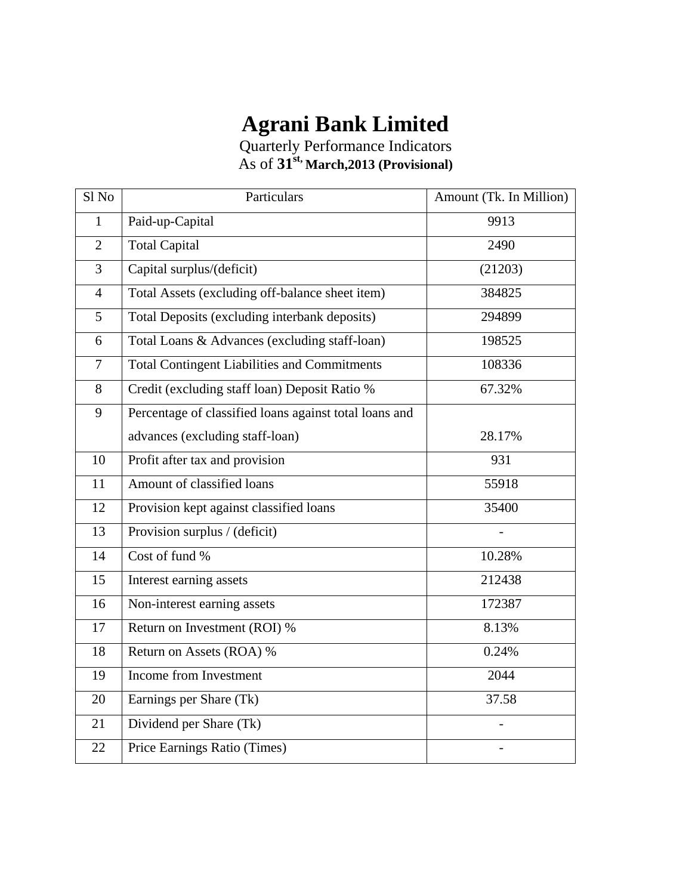# Agrani Bank Limited

Quarterly Performance Indicators

As of **31st, March,2013 (Provisional)**

| Sl No | Particulars | Amount (Tk. In Million) |
|---|---|---|
| 1 | Paid-up-Capital | 9913 |
| 2 | Total Capital | 2490 |
| 3 | Capital surplus/(deficit) | (21203) |
| 4 | Total Assets (excluding off-balance sheet item) | 384825 |
| 5 | Total Deposits (excluding interbank deposits) | 294899 |
| 6 | Total Loans & Advances (excluding staff-loan) | 198525 |
| 7 | Total Contingent Liabilities and Commitments | 108336 |
| 8 | Credit (excluding staff loan) Deposit Ratio % | 67.32% |
| 9 | Percentage of classified loans against total loans and advances (excluding staff-loan) | 28.17% |
| 10 | Profit after tax and provision | 931 |
| 11 | Amount of classified loans | 55918 |
| 12 | Provision kept against classified loans | 35400 |
| 13 | Provision surplus / (deficit) | - |
| 14 | Cost of fund % | 10.28% |
| 15 | Interest earning assets | 212438 |
| 16 | Non-interest earning assets | 172387 |
| 17 | Return on Investment (ROI) % | 8.13% |
| 18 | Return on Assets (ROA) % | 0.24% |
| 19 | Income from Investment | 2044 |
| 20 | Earnings per Share (Tk) | 37.58 |
| 21 | Dividend per Share (Tk) | - |
| 22 | Price Earnings Ratio (Times) | - |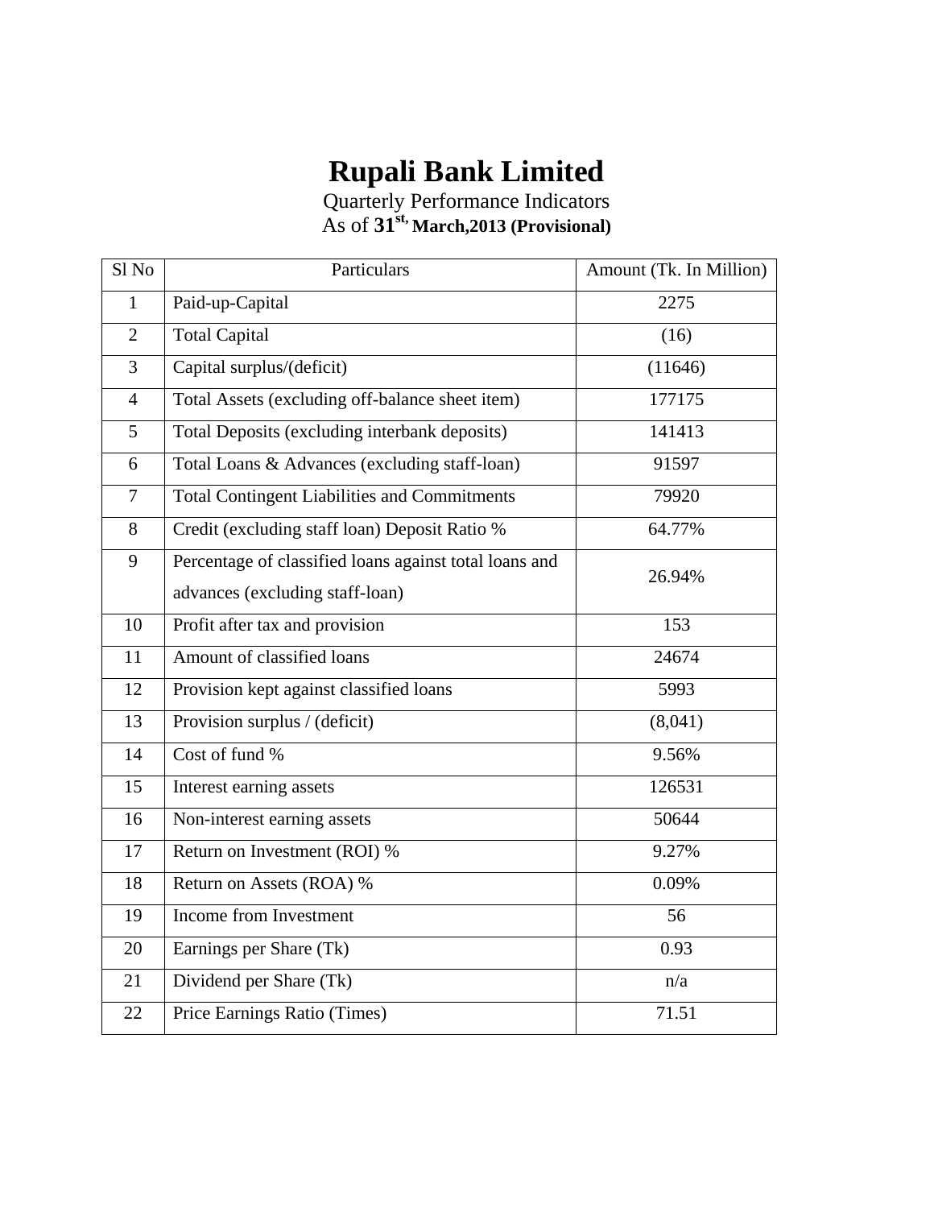# Rupali Bank Limited

Quarterly Performance Indicators

As of **31st, March,2013 (Provisional)**

| Sl No | Particulars | Amount (Tk. In Million) |
|---|---|---|
| 1 | Paid-up-Capital | 2275 |
| 2 | Total Capital | (16) |
| 3 | Capital surplus/(deficit) | (11646) |
| 4 | Total Assets (excluding off-balance sheet item) | 177175 |
| 5 | Total Deposits (excluding interbank deposits) | 141413 |
| 6 | Total Loans & Advances (excluding staff-loan) | 91597 |
| 7 | Total Contingent Liabilities and Commitments | 79920 |
| 8 | Credit (excluding staff loan) Deposit Ratio % | 64.77% |
| 9 | Percentage of classified loans against total loans and advances (excluding staff-loan) | 26.94% |
| 10 | Profit after tax and provision | 153 |
| 11 | Amount of classified loans | 24674 |
| 12 | Provision kept against classified loans | 5993 |
| 13 | Provision surplus / (deficit) | (8,041) |
| 14 | Cost of fund % | 9.56% |
| 15 | Interest earning assets | 126531 |
| 16 | Non-interest earning assets | 50644 |
| 17 | Return on Investment (ROI) % | 9.27% |
| 18 | Return on Assets (ROA) % | 0.09% |
| 19 | Income from Investment | 56 |
| 20 | Earnings per Share (Tk) | 0.93 |
| 21 | Dividend per Share (Tk) | n/a |
| 22 | Price Earnings Ratio (Times) | 71.51 |